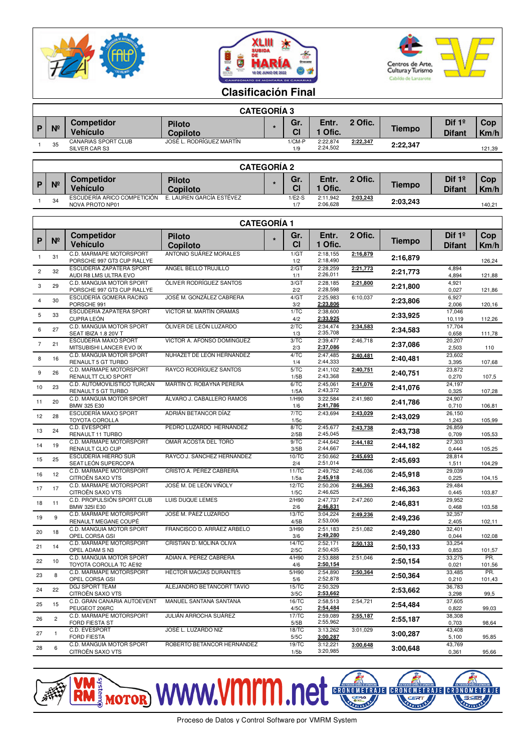# Clasificación Final

## CATEGORÍA 3

| P | Nº | Competidor / Vehículo | Piloto / Copiloto | * | Gr. / Cl | Entr. / 1 Ofic. | 2 Ofic. | Tiempo | Dif 1º / Difant | Cop / Km/h |
|---|---|---|---|---|---|---|---|---|---|---|
| 1 | 35 | CANARIAS SPORT CLUB / SILVER CAR S3 | JOSÉ L. RODRÍGUEZ MARTÍN | | 1/CM-P / 1/9 | 2:22,874 / 2:24,502 | **2:22,347** | 2:22,347 | | 121,39 |

## CATEGORÍA 2

| P | Nº | Competidor / Vehículo | Piloto / Copiloto | * | Gr. / Cl | Entr. / 1 Ofic. | 2 Ofic. | Tiempo | Dif 1º / Difant | Cop / Km/h |
|---|---|---|---|---|---|---|---|---|---|---|
| 1 | 34 | ESCUDERÍA ARICO COMPETICIÓN / NOVA PROTO NP01 | E. LAUREN GARCÍA ESTÉVEZ | | 1/E2-S / 1/7 | 2:11,942 / 2:06,628 | **2:03,243** | 2:03,243 | | 140,21 |

## CATEGORÍA 1

| P | Nº | Competidor / Vehículo | Piloto / Copiloto | * | Gr. / Cl | Entr. / 1 Ofic. | 2 Ofic. | Tiempo | Dif 1º / Difant | Cop / Km/h |
|---|---|---|---|---|---|---|---|---|---|---|
| 1 | 31 | C.D. MARMAPE MOTORSPORT / PORSCHE 997 GT3 CUP RALLYE | ANTONIO SUÁREZ MORALES | | 1/GT / 1/2 | 2:18,155 / 2:18,490 | **2:16,879** | 2:16,879 | | 126,24 |
| 2 | 32 | ESCUDERÍA ZAPATERA SPORT / AUDI R8 LMS ULTRA EVO | ÁNGEL BELLO TRUJILLO | | 2/GT / 1/1 | 2:28,259 / 2:26,011 | **2:21,773** | 2:21,773 | 4,894 / 4,894 | 121,88 |
| 3 | 29 | C.D. MANGUIA MOTOR SPORT / PORSCHE 997 GT3 CUP RALLYE | ÓLIVER RODRÍGUEZ SANTOS | | 3/GT / 2/2 | 2:28,185 / 2:28,598 | **2:21,800** | 2:21,800 | 4,921 / 0,027 | 121,86 |
| 4 | 30 | ESCUDERÍA GOMERA RACING / PORSCHE 991 | JOSÉ M. GONZÁLEZ CABRERA | | 4/GT / 3/2 | 2:25,983 / **2:23,806** | 6:10,037 | 2:23,806 | 6,927 / 2,006 | 120,16 |
| 5 | 33 | ESCUDERÍA ZAPATERA SPORT / CUPRA LEÓN | VÍCTOR M. MARTÍN ORAMAS | | 1/TC / 4/2 | 2:38,600 / **2:33,925** | | 2:33,925 | 17,046 / 10,119 | 112,26 |
| 6 | 27 | C.D. MANGUIA MOTOR SPORT / SEAT IBIZA 1.8 20V T | ÓLIVER DE LEÓN LUZARDO | | 2/TC / 1/3 | 2:34,474 / 2:35,708 | **2:34,583** | 2:34,583 | 17,704 / 0,658 | 111,78 |
| 7 | 21 | ESCUDERÍA MAXO SPORT / MITSUBISHI LANCER EVO IX | VÍCTOR A. AFONSO DOMÍNGUEZ | | 3/TC / 2/3 | 2:39,477 / **2:37,086** | 2:46,718 | 2:37,086 | 20,207 / 2,503 | 110 |
| 8 | 16 | C.D. MANGUIA MOTOR SPORT / RENAULT 5 GT TURBO | NUHAZET DE LEÓN HERNÁNDEZ | | 4/TC / 1/4 | 2:47,485 / 2:44,333 | **2:40,481** | 2:40,481 | 23,602 / 3,395 | 107,68 |
| 9 | 26 | C.D. MARMAPE MOTORSPORT / RENAULTT CLIO SPORT | RAYCO RODRÍGUEZ SANTOS | | 5/TC / 1/5B | 2:41,102 / 2:43,368 | **2:40,751** | 2:40,751 | 23,872 / 0,270 | 107,5 |
| 10 | 23 | C.D. AUTOMOVILISTICO TURCAN / RENAULT 5 GT TURBO | MARTÍN O. ROBAYNA PERERA | | 6/TC / 1/5A | 2:45,061 / 2:43,372 | **2:41,076** | 2:41,076 | 24,197 / 0,325 | 107,28 |
| 11 | 20 | C.D. MANGUIA MOTOR SPORT / BMW 325 E30 | ÁLVARO J. CABALLERO RAMOS | | 1/H90 / 1/6 | 3:22,584 / **2:41,786** | 2:41,980 | 2:41,786 | 24,907 / 0,710 | 106,81 |
| 12 | 28 | ESCUDERÍA MAXO SPORT / TOYOTA COROLLA | ADRIÁN BETANCOR DÍAZ | | 7/TC / 1/5c | 2:43,694 | **2:43,029** | 2:43,029 | 26,150 / 1,243 | 105,99 |
| 13 | 24 | C.D. EVESPORT / RENAULT 11 TURBO | PEDRO LUZARDO HERNÁNDEZ | | 8/TC / 2/5B | 2:45,677 / 2:45,045 | **2:43,738** | 2:43,738 | 26,859 / 0,709 | 105,53 |
| 14 | 19 | C.D. MARMAPE MOTORSPORT / RENAULT CLIO CUP | OMAR ACOSTA DEL TORO | | 9/TC / 3/5B | 2:44,642 / 2:44,667 | **2:44,182** | 2:44,182 | 27,303 / 0,444 | 105,25 |
| 15 | 25 | ESCUDERÍA HIERRO SUR / SEAT LEÓN SUPERCOPA | RAYCO J. SÁNCHEZ HERNÁNDEZ | | 10/TC / 2/4 | 2:50,662 / 2:51,014 | **2:45,693** | 2:45,693 | 28,814 / 1,511 | 104,29 |
| 16 | 12 | C.D. MARMAPE MOTORSPORT / CITROËN SAXO VTS | CRISTO A. PÉREZ CABRERA | | 11/TC / 1/5a | 2:49,752 / **2:45,918** | 2:46,036 | 2:45,918 | 29,039 / 0,225 | 104,15 |
| 17 | 17 | C.D. MARMAPE MOTORSPORT / CITROËN SAXO VTS | JOSÉ M. DE LEÓN VIÑOLY | | 12/TC / 1/5C | 2:50,206 / 2:46,625 | **2:46,363** | 2:46,363 | 29,484 / 0,445 | 103,87 |
| 18 | 11 | C.D. PROPULSIÓN SPORT CLUB / BMW 325I E30 | LUIS DUQUE LEMES | | 2/H90 / 2/6 | 2:47,737 / **2:46,831** | 2:47,260 | 2:46,831 | 29,952 / 0,468 | 103,58 |
| 19 | 9 | C.D. MARMAPE MOTORSPORT / RENAULT MEGANE COUPÉ | JOSÉ M. PÁEZ LUZARDO | | 13/TC / 4/5B | 3:04,224 / 2:53,006 | **2:49,236** | 2:49,236 | 32,357 / 2,405 | 102,11 |
| 20 | 18 | C.D. MANGUIA MOTOR SPORT / OPEL CORSA GSI | FRANCISCO D. ARRÁEZ ARBELO | | 3/H90 / 3/6 | 2:51,183 / **2:49,280** | 2:51,082 | 2:49,280 | 32,401 / 0,044 | 102,08 |
| 21 | 14 | C.D. MARMAPE MOTORSPORT / OPEL ADAM S N3 | CRISTIAN D. MOLINA OLIVA | | 14/TC / 2/5C | 2:52,171 / 2:50,435 | **2:50,133** | 2:50,133 | 33,254 / 0,853 | 101,57 |
| 22 | 10 | C.D. MANGUIA MOTOR SPORT / TOYOTA COROLLA TC AE92 | ADIÁN A. PÉREZ CABRERA | | 4/H90 / 4/6 | 2:53,888 / **2:50,154** | 2:51,046 | 2:50,154 | 33,275 / 0,021 | PR. 101,56 |
| 23 | 8 | C.D. MARMAPE MOTORSPORT / OPEL CORSA GSI | HÉCTOR MACÍAS DURANTES | | 5/H90 / 5/6 | 2:54,890 / 2:52,878 | **2:50,364** | 2:50,364 | 33,485 / 0,210 | PR. 101,43 |
| 24 | 22 | DGJ SPORT TEAM / CITROËN SAXO VTS | ALEJANDRO BETANCORT TAVÍO | | 15/TC / 3/5C | 2:50,329 / **2:53,662** | | 2:53,662 | 36,783 / 3,298 | 99,5 |
| 25 | 15 | C.D. GRAN CANARIA AUTOEVENT / PEUGEOT 206RC | MANUEL SANTANA SANTANA | | 16/TC / 4/5C | 2:58,513 / **2:54,484** | 2:54,721 | 2:54,484 | 37,605 / 0,822 | 99,03 |
| 26 | 2 | C.D. MARMAPE MOTORSPORT / FORD FIESTA ST | JULIÁN ARROCHA SUÁREZ | | 17/TC / 5/5B | 2:59,089 / 2:55,962 | **2:55,187** | 2:55,187 | 38,308 / 0,703 | 98,64 |
| 27 | 1 | C.D. EVESPORT / FORD FIESTA | JOSÉ L. LUZARDO NIZ | | 18/TC / 5/5C | 3:13,262 / **3:00,287** | 3:01,029 | 3:00,287 | 43,408 / 5,100 | 95,85 |
| 28 | 6 | C.D. MANGUIA MOTOR SPORT / CITROËN SAXO VTS | ROBERTO BETANCOR HERNÁNDEZ | | 19/TC / 1/5b | 3:12,221 / 3:20,985 | **3:00,648** | 3:00,648 | 43,769 / 0,361 | 95,66 |

www.vmrm.net

Proceso de Datos y Control Software por VMRM System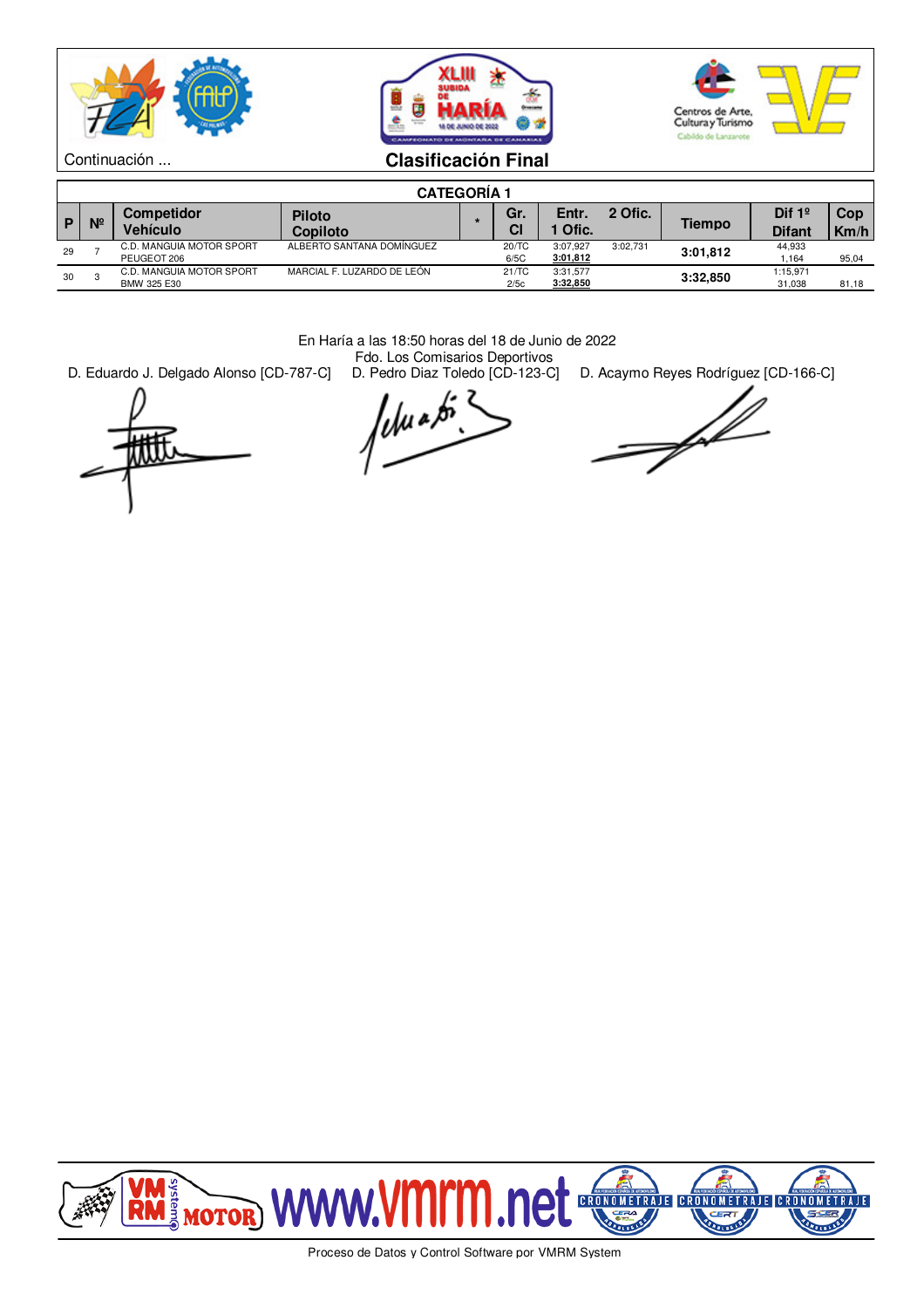Continuación ...

## Clasificación Final

| CATEGORÍA 1 | | | | | | | | | | |
|---|---|---|---|---|---|---|---|---|---|---|
| P | Nº | Competidor / Vehículo | Piloto / Copiloto | * | Gr. / Cl | Entr. / 1 Ofic. | 2 Ofic. | Tiempo | Dif 1º / Difant | Cop / Km/h |
| 29 | 7 | C.D. MANGUIA MOTOR SPORT / PEUGEOT 206 | ALBERTO SANTANA DOMÍNGUEZ | | 20/TC / 6/5C | 3:07,927 / 3:01,812 | 3:02,731 | 3:01,812 | 44,933 / 1,164 | 95,04 |
| 30 | 3 | C.D. MANGUIA MOTOR SPORT / BMW 325 E30 | MARCIAL F. LUZARDO DE LEÓN | | 21/TC / 2/5c | 3:31,577 / 3:32,850 | | 3:32,850 | 1:15,971 / 31,038 | 81,18 |

En Haría a las 18:50 horas del 18 de Junio de 2022

Fdo. Los Comisarios Deportivos

D. Eduardo J. Delgado Alonso [CD-787-C]    D. Pedro Diaz Toledo [CD-123-C]    D. Acaymo Reyes Rodríguez [CD-166-C]

www.vmrm.net

Proceso de Datos y Control Software por VMRM System